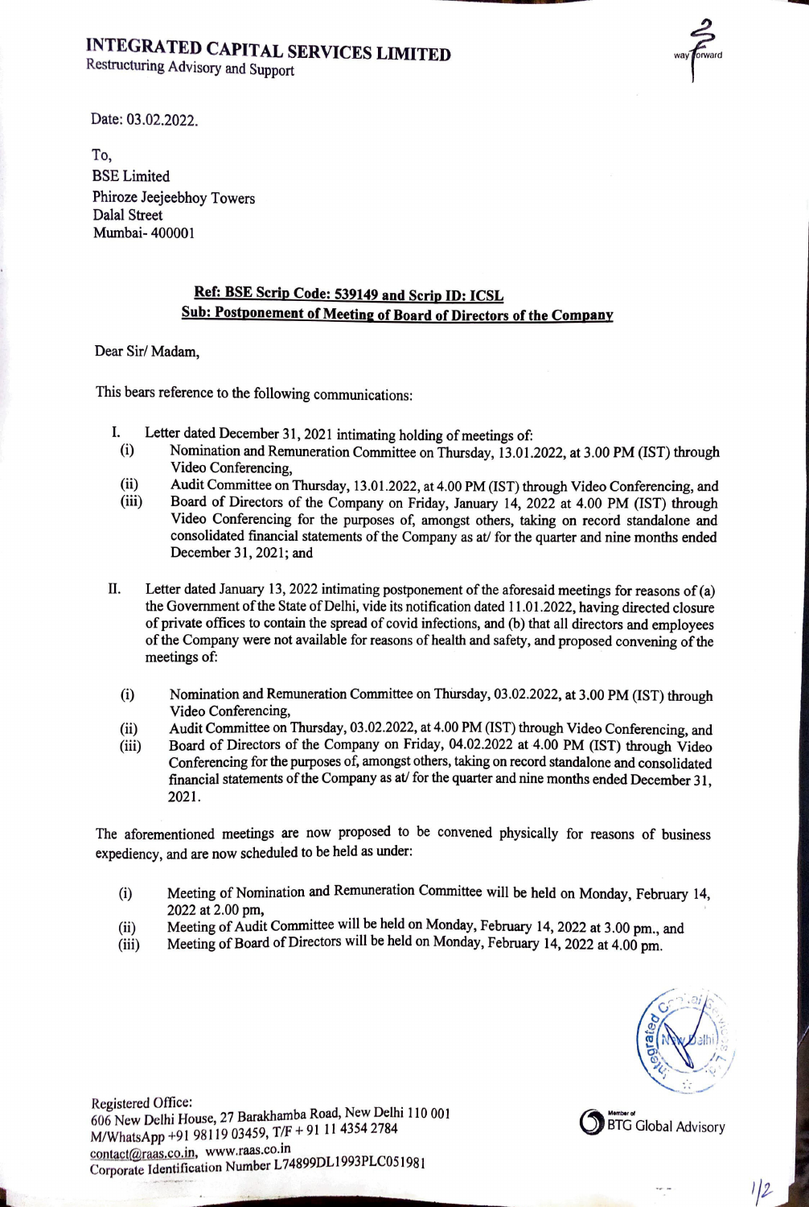# INTEGRATED CAPITAL SERVICES LIMITED

Restructuring Advisory and Support

Date: 03.02.2022.

To,
BSE Limited
Phiroze Jeejeebhoy Towers
Dalal Street
Mumbai- 400001

**Ref: BSE Scrip Code: 539149 and Scrip ID: ICSL**
**Sub: Postponement of Meeting of Board of Directors of the Company**

Dear Sir/ Madam,

This bears reference to the following communications:

I. Letter dated December 31, 2021 intimating holding of meetings of:
   (i) Nomination and Remuneration Committee on Thursday, 13.01.2022, at 3.00 PM (IST) through Video Conferencing,
   (ii) Audit Committee on Thursday, 13.01.2022, at 4.00 PM (IST) through Video Conferencing, and
   (iii) Board of Directors of the Company on Friday, January 14, 2022 at 4.00 PM (IST) through Video Conferencing for the purposes of, amongst others, taking on record standalone and consolidated financial statements of the Company as at/ for the quarter and nine months ended December 31, 2021; and

II. Letter dated January 13, 2022 intimating postponement of the aforesaid meetings for reasons of (a) the Government of the State of Delhi, vide its notification dated 11.01.2022, having directed closure of private offices to contain the spread of covid infections, and (b) that all directors and employees of the Company were not available for reasons of health and safety, and proposed convening of the meetings of:
   (i) Nomination and Remuneration Committee on Thursday, 03.02.2022, at 3.00 PM (IST) through Video Conferencing,
   (ii) Audit Committee on Thursday, 03.02.2022, at 4.00 PM (IST) through Video Conferencing, and
   (iii) Board of Directors of the Company on Friday, 04.02.2022 at 4.00 PM (IST) through Video Conferencing for the purposes of, amongst others, taking on record standalone and consolidated financial statements of the Company as at/ for the quarter and nine months ended December 31, 2021.

The aforementioned meetings are now proposed to be convened physically for reasons of business expediency, and are now scheduled to be held as under:

(i) Meeting of Nomination and Remuneration Committee will be held on Monday, February 14, 2022 at 2.00 pm,
(ii) Meeting of Audit Committee will be held on Monday, February 14, 2022 at 3.00 pm., and
(iii) Meeting of Board of Directors will be held on Monday, February 14, 2022 at 4.00 pm.

Registered Office:
606 New Delhi House, 27 Barakhamba Road, New Delhi 110 001
M/WhatsApp +91 98119 03459, T/F + 91 11 4354 2784
contact@raas.co.in, www.raas.co.in
Corporate Identification Number L74899DL1993PLC051981

Member of BTG Global Advisory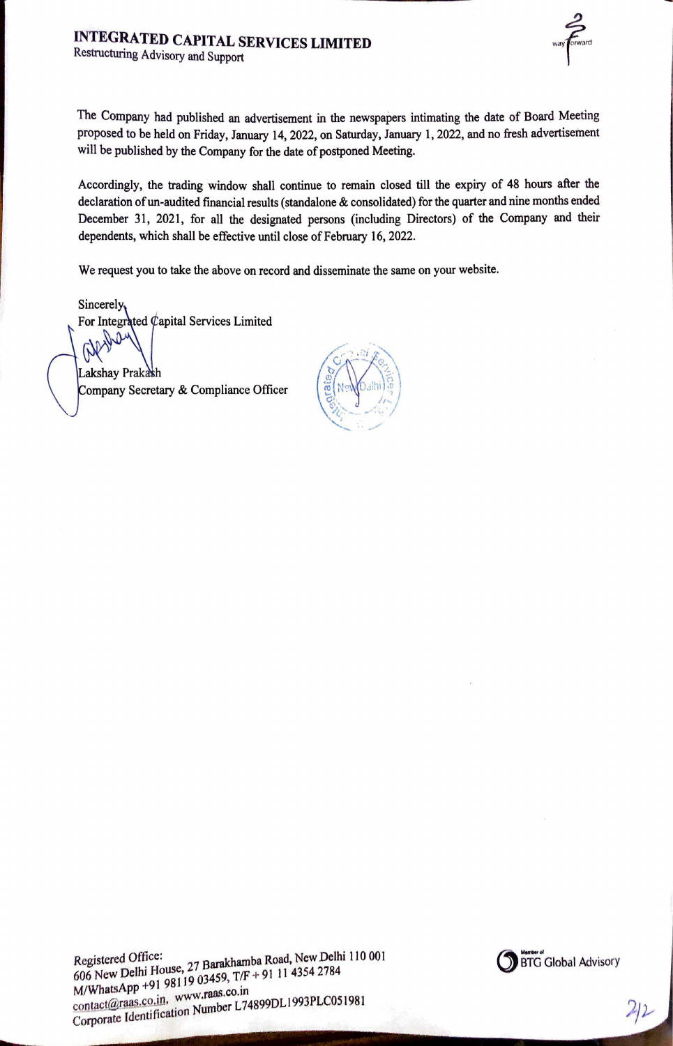The Company had published an advertisement in the newspapers intimating the date of Board Meeting proposed to be held on Friday, January 14, 2022, on Saturday, January 1, 2022, and no fresh advertisement will be published by the Company for the date of postponed Meeting.

Accordingly, the trading window shall continue to remain closed till the expiry of 48 hours after the declaration of un-audited financial results (standalone & consolidated) for the quarter and nine months ended December 31, 2021, for all the designated persons (including Directors) of the Company and their dependents, which shall be effective until close of February 16, 2022.

We request you to take the above on record and disseminate the same on your website.

Sincerely,
For Integrated Capital Services Limited

Lakshay Prakash
Company Secretary & Compliance Officer

Registered Office:
606 New Delhi House, 27 Barakhamba Road, New Delhi 110 001
M/WhatsApp +91 98119 03459, T/F + 91 11 4354 2784
contact@raas.co.in, www.raas.co.in
Corporate Identification Number L74899DL1993PLC051981